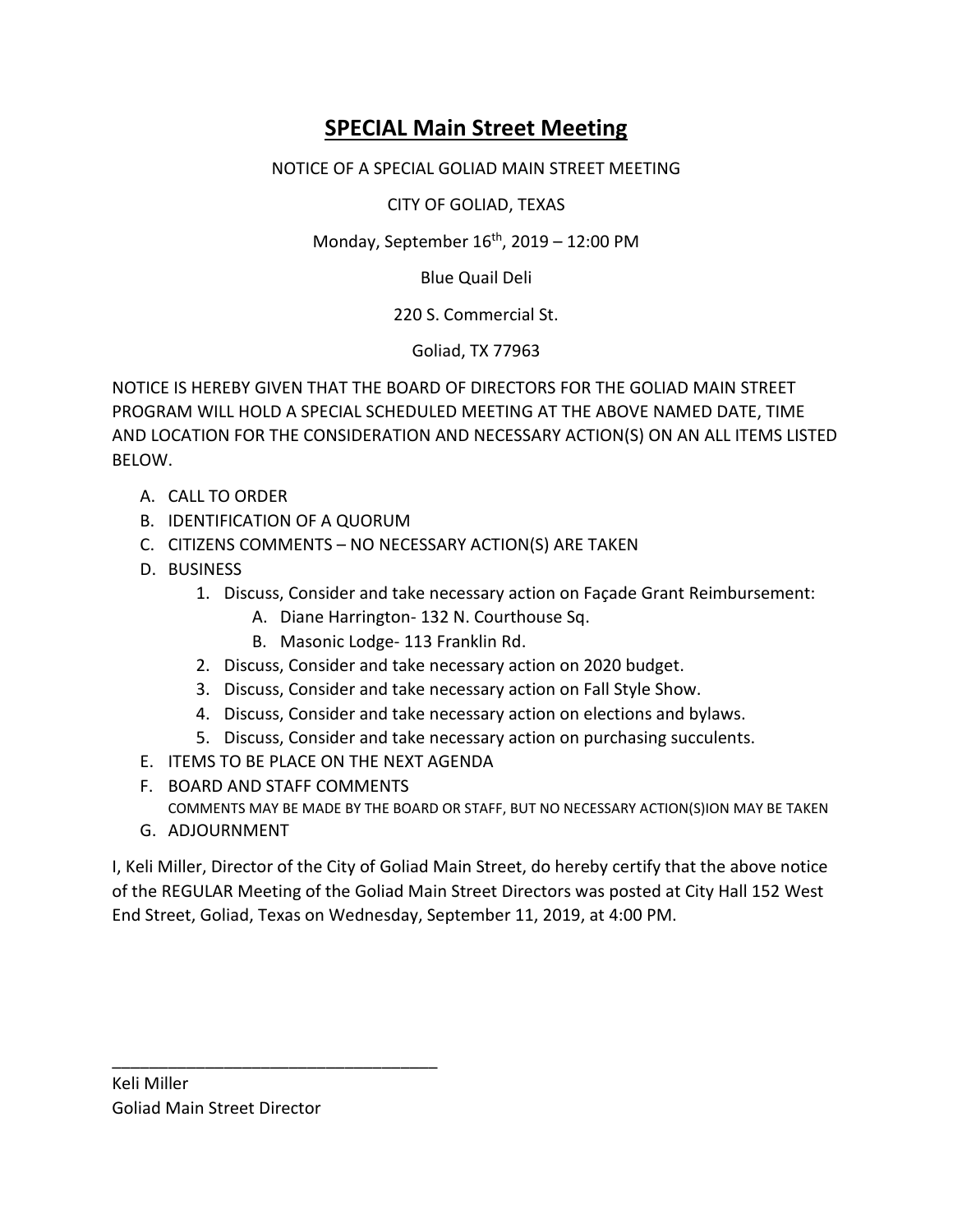# SPECIAL Main Street Meeting

NOTICE OF A SPECIAL GOLIAD MAIN STREET MEETING

CITY OF GOLIAD, TEXAS

Monday, September 16th, 2019 – 12:00 PM

Blue Quail Deli

220 S. Commercial St.

Goliad, TX 77963

NOTICE IS HEREBY GIVEN THAT THE BOARD OF DIRECTORS FOR THE GOLIAD MAIN STREET PROGRAM WILL HOLD A SPECIAL SCHEDULED MEETING AT THE ABOVE NAMED DATE, TIME AND LOCATION FOR THE CONSIDERATION AND NECESSARY ACTION(S) ON AN ALL ITEMS LISTED BELOW.

A. CALL TO ORDER
B. IDENTIFICATION OF A QUORUM
C. CITIZENS COMMENTS – NO NECESSARY ACTION(S) ARE TAKEN
D. BUSINESS
   1. Discuss, Consider and take necessary action on Façade Grant Reimbursement:
      A. Diane Harrington- 132 N. Courthouse Sq.
      B. Masonic Lodge- 113 Franklin Rd.
   2. Discuss, Consider and take necessary action on 2020 budget.
   3. Discuss, Consider and take necessary action on Fall Style Show.
   4. Discuss, Consider and take necessary action on elections and bylaws.
   5. Discuss, Consider and take necessary action on purchasing succulents.
E. ITEMS TO BE PLACE ON THE NEXT AGENDA
F. BOARD AND STAFF COMMENTS
   COMMENTS MAY BE MADE BY THE BOARD OR STAFF, BUT NO NECESSARY ACTION(S)ION MAY BE TAKEN
G. ADJOURNMENT

I, Keli Miller, Director of the City of Goliad Main Street, do hereby certify that the above notice of the REGULAR Meeting of the Goliad Main Street Directors was posted at City Hall 152 West End Street, Goliad, Texas on Wednesday, September 11, 2019, at 4:00 PM.

___________________________________

Keli Miller
Goliad Main Street Director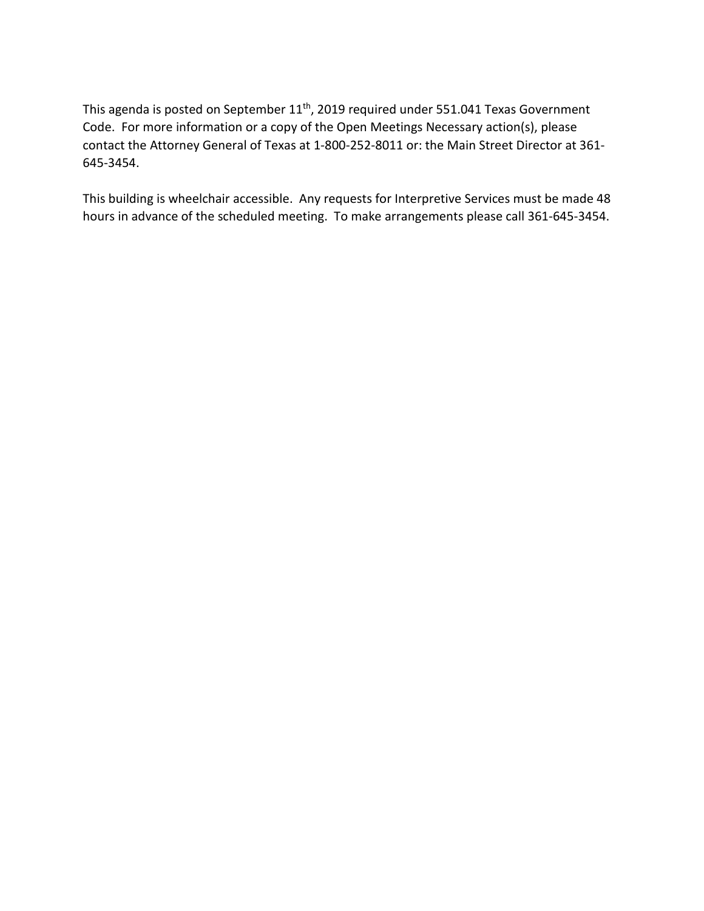This agenda is posted on September 11th, 2019 required under 551.041 Texas Government Code. For more information or a copy of the Open Meetings Necessary action(s), please contact the Attorney General of Texas at 1-800-252-8011 or: the Main Street Director at 361-645-3454.

This building is wheelchair accessible. Any requests for Interpretive Services must be made 48 hours in advance of the scheduled meeting. To make arrangements please call 361-645-3454.